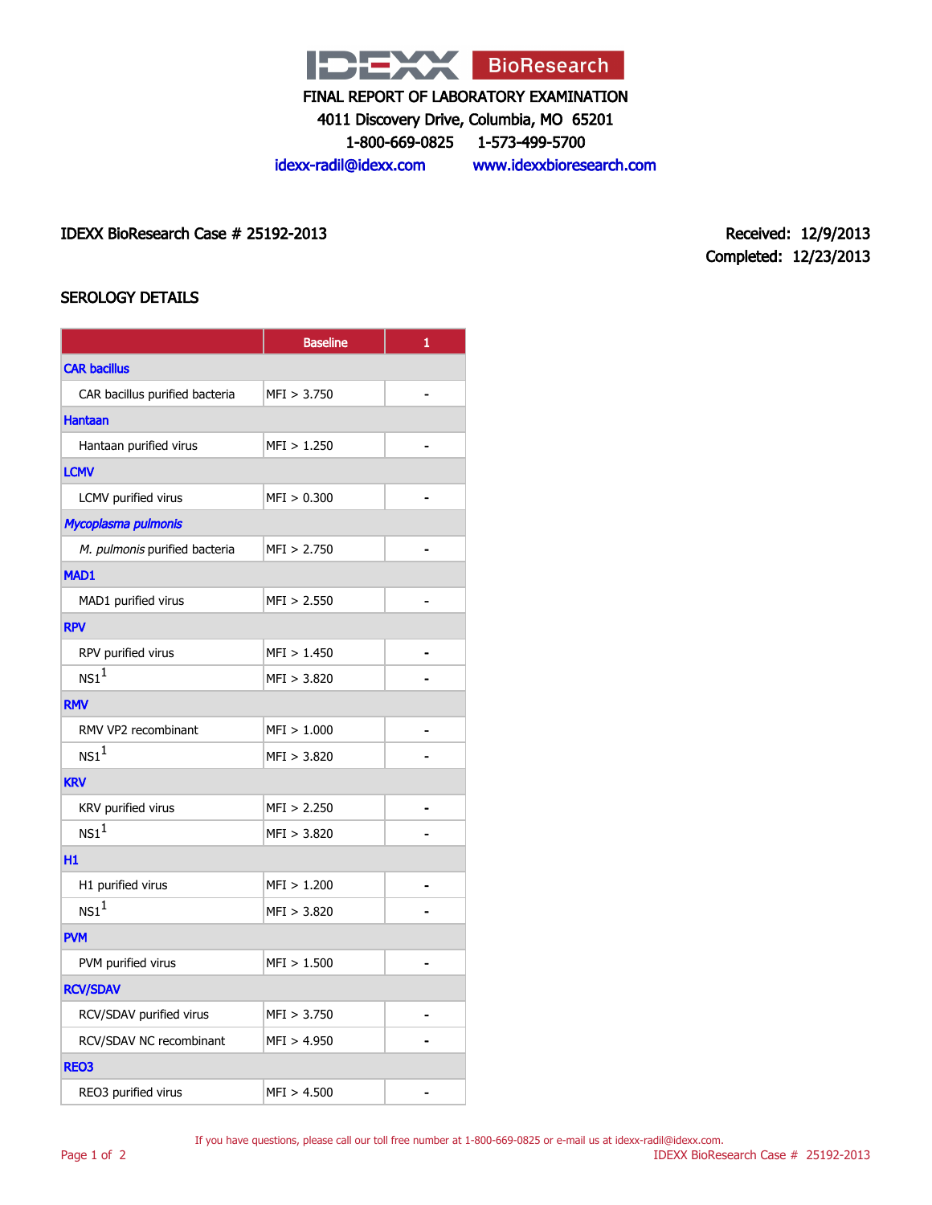IDEXX BioResearch

FINAL REPORT OF LABORATORY EXAMINATION

4011 Discovery Drive, Columbia, MO 65201

1-800-669-0825 1-573-499-5700

idexx-radil@idexx.com www.idexxbioresearch.com

IDEXX BioResearch Case # 25192-2013

Received: 12/9/2013

Completed: 12/23/2013

## SEROLOGY DETAILS

| | Baseline | 1 |
|---|---|---|
| **CAR bacillus** | | |
| CAR bacillus purified bacteria | MFI > 3.750 | - |
| **Hantaan** | | |
| Hantaan purified virus | MFI > 1.250 | - |
| **LCMV** | | |
| LCMV purified virus | MFI > 0.300 | - |
| ***Mycoplasma pulmonis*** | | |
| *M. pulmonis* purified bacteria | MFI > 2.750 | - |
| **MAD1** | | |
| MAD1 purified virus | MFI > 2.550 | - |
| **RPV** | | |
| RPV purified virus | MFI > 1.450 | - |
| NS1[1] | MFI > 3.820 | - |
| **RMV** | | |
| RMV VP2 recombinant | MFI > 1.000 | - |
| NS1[1] | MFI > 3.820 | - |
| **KRV** | | |
| KRV purified virus | MFI > 2.250 | - |
| NS1[1] | MFI > 3.820 | - |
| **H1** | | |
| H1 purified virus | MFI > 1.200 | - |
| NS1[1] | MFI > 3.820 | - |
| **PVM** | | |
| PVM purified virus | MFI > 1.500 | - |
| **RCV/SDAV** | | |
| RCV/SDAV purified virus | MFI > 3.750 | - |
| RCV/SDAV NC recombinant | MFI > 4.950 | - |
| **REO3** | | |
| REO3 purified virus | MFI > 4.500 | - |

If you have questions, please call our toll free number at 1-800-669-0825 or e-mail us at idexx-radil@idexx.com.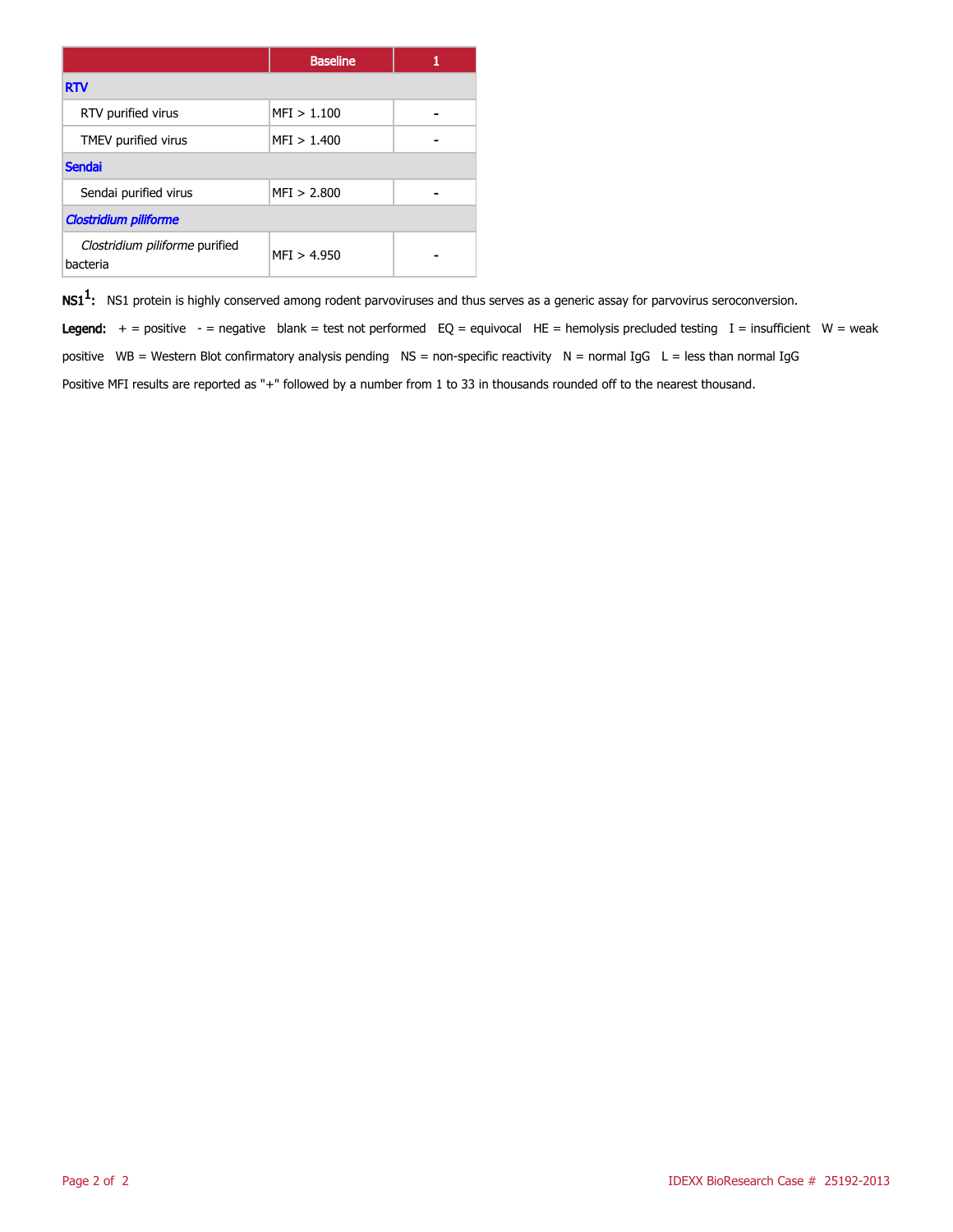| | Baseline | 1 |
|---|---|---|
| **RTV** | | |
| RTV purified virus | MFI > 1.100 | - |
| TMEV purified virus | MFI > 1.400 | - |
| **Sendai** | | |
| Sendai purified virus | MFI > 2.800 | - |
| ***Clostridium piliforme*** | | |
| *Clostridium piliforme* purified bacteria | MFI > 4.950 | - |

**NS1[1]:** NS1 protein is highly conserved among rodent parvoviruses and thus serves as a generic assay for parvovirus seroconversion.

**Legend:** + = positive - = negative blank = test not performed EQ = equivocal HE = hemolysis precluded testing I = insufficient W = weak positive WB = Western Blot confirmatory analysis pending NS = non-specific reactivity N = normal IgG L = less than normal IgG

Positive MFI results are reported as "+" followed by a number from 1 to 33 in thousands rounded off to the nearest thousand.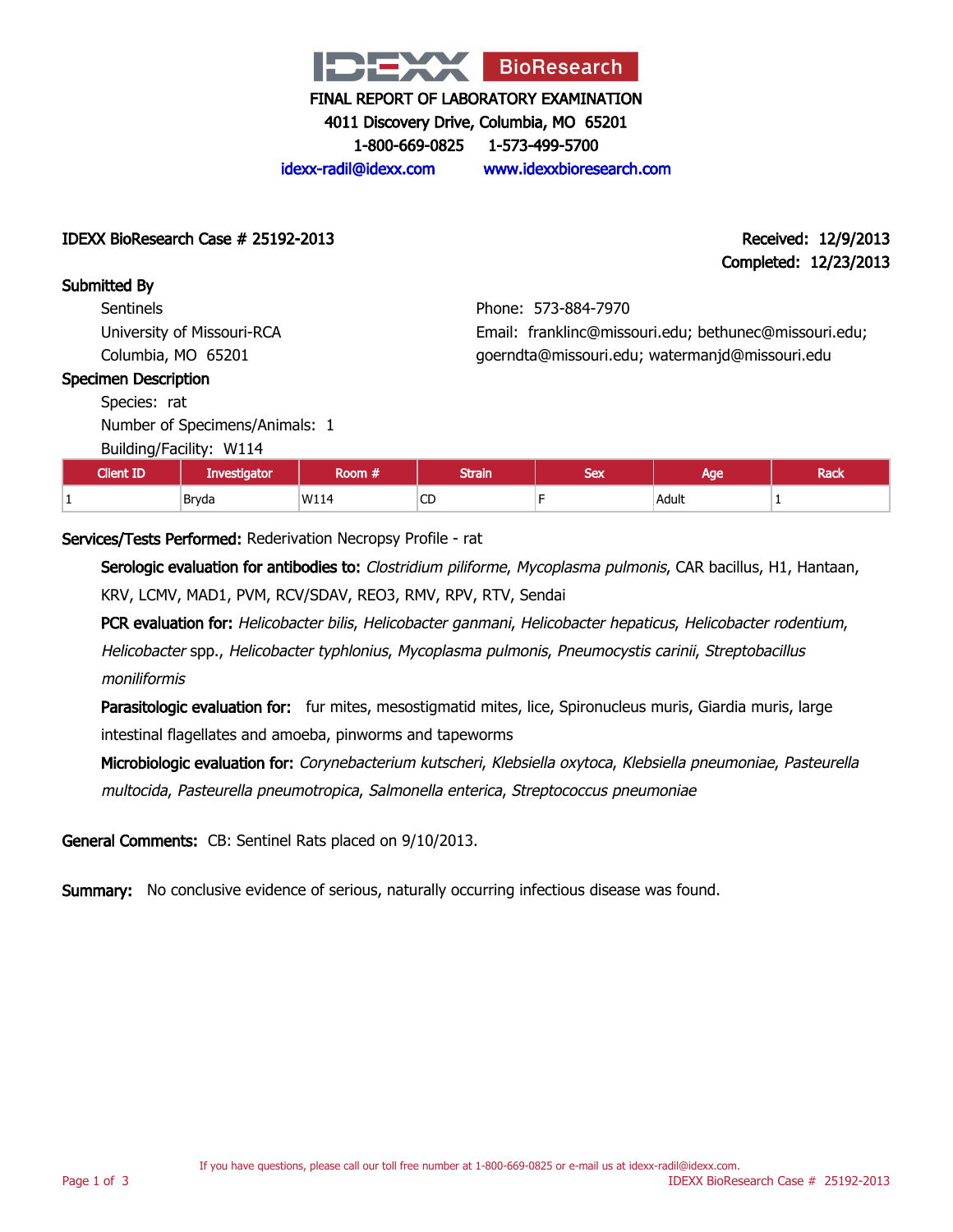# IDEXX BioResearch

## FINAL REPORT OF LABORATORY EXAMINATION

4011 Discovery Drive, Columbia, MO 65201

1-800-669-0825 1-573-499-5700

idexx-radil@idexx.com www.idexxbioresearch.com

**IDEXX BioResearch Case # 25192-2013**

**Received: 12/9/2013**

**Completed: 12/23/2013**

**Submitted By**

Sentinels
University of Missouri-RCA
Columbia, MO 65201

Phone: 573-884-7970
Email: franklinc@missouri.edu; bethunec@missouri.edu; goerndta@missouri.edu; watermanjd@missouri.edu

**Specimen Description**

Species: rat
Number of Specimens/Animals: 1
Building/Facility: W114

| Client ID | Investigator | Room # | Strain | Sex | Age | Rack |
|---|---|---|---|---|---|---|
| 1 | Bryda | W114 | CD | F | Adult | 1 |

**Services/Tests Performed:** Rederivation Necropsy Profile - rat

**Serologic evaluation for antibodies to:** *Clostridium piliforme*, *Mycoplasma pulmonis*, CAR bacillus, H1, Hantaan, KRV, LCMV, MAD1, PVM, RCV/SDAV, REO3, RMV, RPV, RTV, Sendai

**PCR evaluation for:** *Helicobacter bilis*, *Helicobacter ganmani*, *Helicobacter hepaticus*, *Helicobacter rodentium*, *Helicobacter* spp., *Helicobacter typhlonius*, *Mycoplasma pulmonis*, *Pneumocystis carinii*, *Streptobacillus moniliformis*

**Parasitologic evaluation for:** fur mites, mesostigmatid mites, lice, Spironucleus muris, Giardia muris, large intestinal flagellates and amoeba, pinworms and tapeworms

**Microbiologic evaluation for:** *Corynebacterium kutscheri*, *Klebsiella oxytoca*, *Klebsiella pneumoniae*, *Pasteurella multocida*, *Pasteurella pneumotropica*, *Salmonella enterica*, *Streptococcus pneumoniae*

**General Comments:** CB: Sentinel Rats placed on 9/10/2013.

**Summary:** No conclusive evidence of serious, naturally occurring infectious disease was found.

If you have questions, please call our toll free number at 1-800-669-0825 or e-mail us at idexx-radil@idexx.com.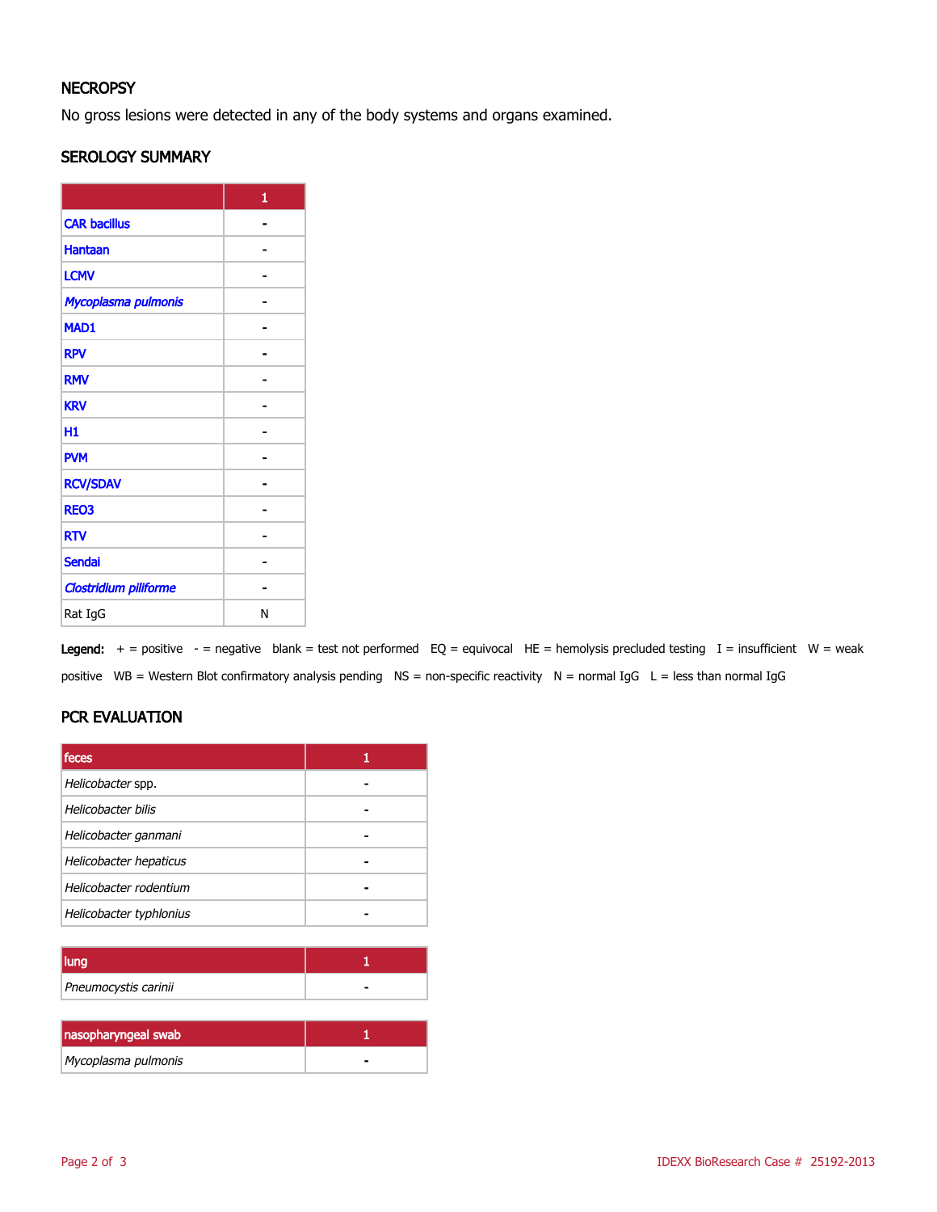## NECROPSY

No gross lesions were detected in any of the body systems and organs examined.

## SEROLOGY SUMMARY

| | 1 |
|---|---|
| CAR bacillus | - |
| Hantaan | - |
| LCMV | - |
| *Mycoplasma pulmonis* | - |
| MAD1 | - |
| RPV | - |
| RMV | - |
| KRV | - |
| H1 | - |
| PVM | - |
| RCV/SDAV | - |
| REO3 | - |
| RTV | - |
| Sendai | - |
| *Clostridium piliforme* | - |
| Rat IgG | N |

**Legend:** + = positive - = negative blank = test not performed EQ = equivocal HE = hemolysis precluded testing I = insufficient W = weak positive WB = Western Blot confirmatory analysis pending NS = non-specific reactivity N = normal IgG L = less than normal IgG

## PCR EVALUATION

| feces | 1 |
|---|---|
| *Helicobacter* spp. | - |
| *Helicobacter bilis* | - |
| *Helicobacter ganmani* | - |
| *Helicobacter hepaticus* | - |
| *Helicobacter rodentium* | - |
| *Helicobacter typhlonius* | - |

| lung | 1 |
|---|---|
| *Pneumocystis carinii* | - |

| nasopharyngeal swab | 1 |
|---|---|
| *Mycoplasma pulmonis* | - |

IDEXX BioResearch Case # 25192-2013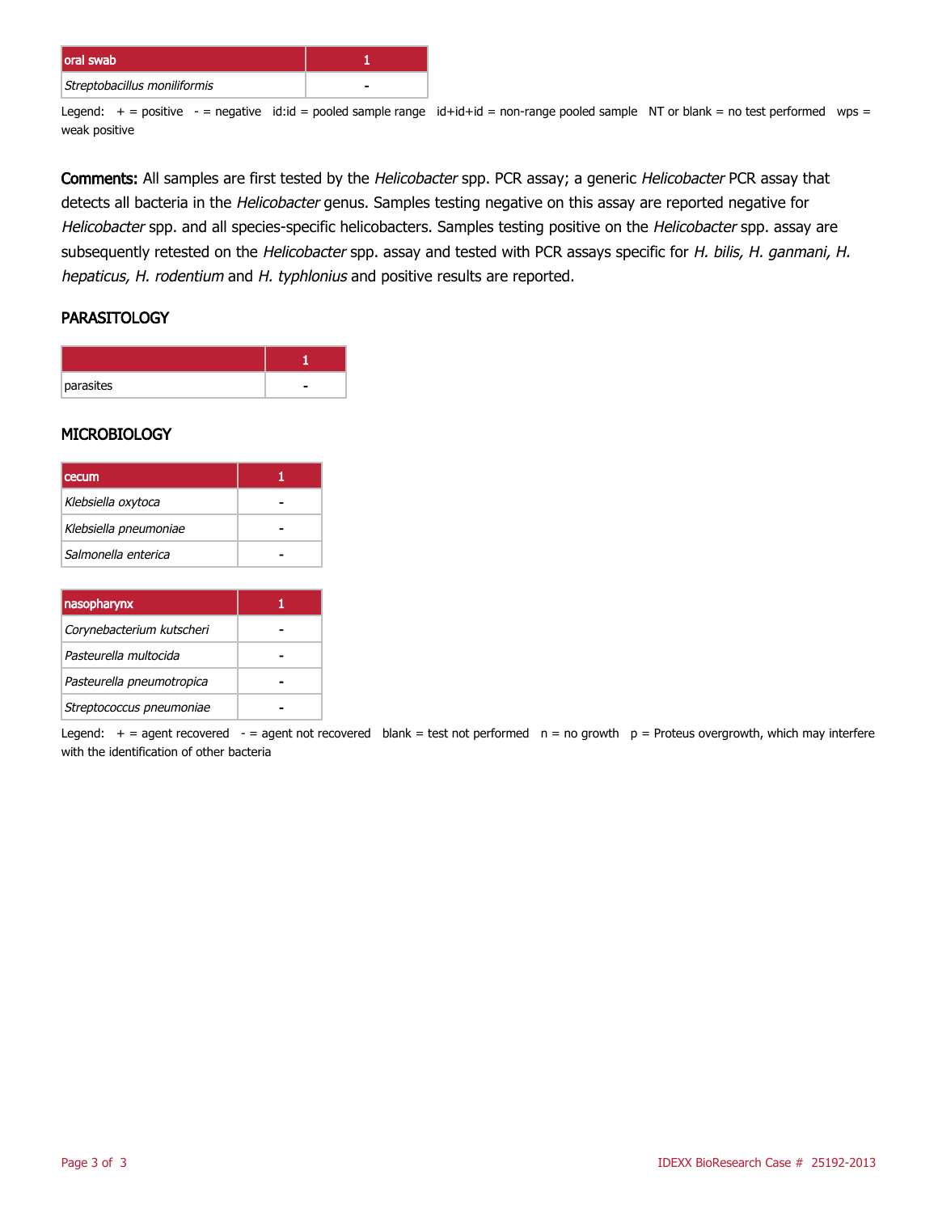| oral swab | 1 |
| --- | --- |
| *Streptobacillus moniliformis* | - |

Legend: + = positive - = negative id:id = pooled sample range id+id+id = non-range pooled sample NT or blank = no test performed wps = weak positive

**Comments:** All samples are first tested by the *Helicobacter* spp. PCR assay; a generic *Helicobacter* PCR assay that detects all bacteria in the *Helicobacter* genus. Samples testing negative on this assay are reported negative for *Helicobacter* spp. and all species-specific helicobacters. Samples testing positive on the *Helicobacter* spp. assay are subsequently retested on the *Helicobacter* spp. assay and tested with PCR assays specific for *H. bilis, H. ganmani, H. hepaticus, H. rodentium* and *H. typhlonius* and positive results are reported.

## PARASITOLOGY

| | 1 |
| --- | --- |
| parasites | - |

## MICROBIOLOGY

| cecum | 1 |
| --- | --- |
| *Klebsiella oxytoca* | - |
| *Klebsiella pneumoniae* | - |
| *Salmonella enterica* | - |

| nasopharynx | 1 |
| --- | --- |
| *Corynebacterium kutscheri* | - |
| *Pasteurella multocida* | - |
| *Pasteurella pneumotropica* | - |
| *Streptococcus pneumoniae* | - |

Legend: + = agent recovered - = agent not recovered blank = test not performed n = no growth p = Proteus overgrowth, which may interfere with the identification of other bacteria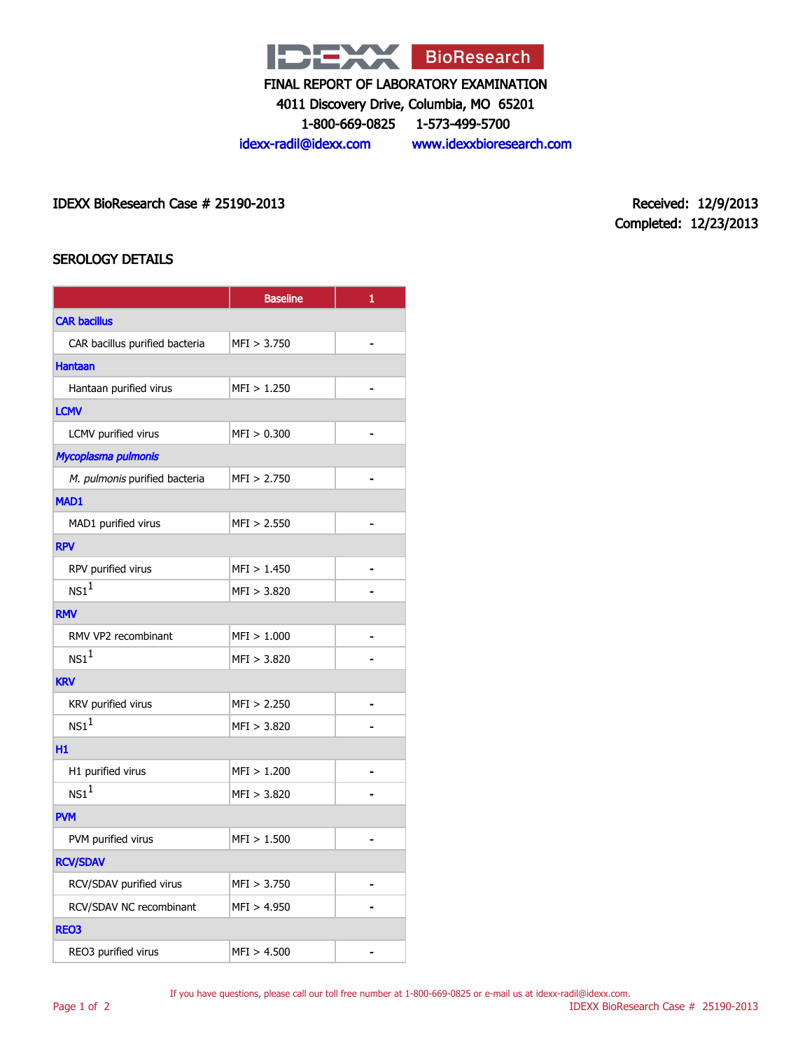IDEXX BioResearch

FINAL REPORT OF LABORATORY EXAMINATION
4011 Discovery Drive, Columbia, MO 65201
1-800-669-0825 1-573-499-5700
idexx-radil@idexx.com www.idexxbioresearch.com

IDEXX BioResearch Case # 25190-2013

Received: 12/9/2013
Completed: 12/23/2013

## SEROLOGY DETAILS

| | Baseline | 1 |
|---|---|---|
| **CAR bacillus** | | |
| CAR bacillus purified bacteria | MFI > 3.750 | - |
| **Hantaan** | | |
| Hantaan purified virus | MFI > 1.250 | - |
| **LCMV** | | |
| LCMV purified virus | MFI > 0.300 | - |
| ***Mycoplasma pulmonis*** | | |
| *M. pulmonis* purified bacteria | MFI > 2.750 | - |
| **MAD1** | | |
| MAD1 purified virus | MFI > 2.550 | - |
| **RPV** | | |
| RPV purified virus | MFI > 1.450 | - |
| NS1[1] | MFI > 3.820 | - |
| **RMV** | | |
| RMV VP2 recombinant | MFI > 1.000 | - |
| NS1[1] | MFI > 3.820 | - |
| **KRV** | | |
| KRV purified virus | MFI > 2.250 | - |
| NS1[1] | MFI > 3.820 | - |
| **H1** | | |
| H1 purified virus | MFI > 1.200 | - |
| NS1[1] | MFI > 3.820 | - |
| **PVM** | | |
| PVM purified virus | MFI > 1.500 | - |
| **RCV/SDAV** | | |
| RCV/SDAV purified virus | MFI > 3.750 | - |
| RCV/SDAV NC recombinant | MFI > 4.950 | - |
| **REO3** | | |
| REO3 purified virus | MFI > 4.500 | - |

If you have questions, please call our toll free number at 1-800-669-0825 or e-mail us at idexx-radil@idexx.com.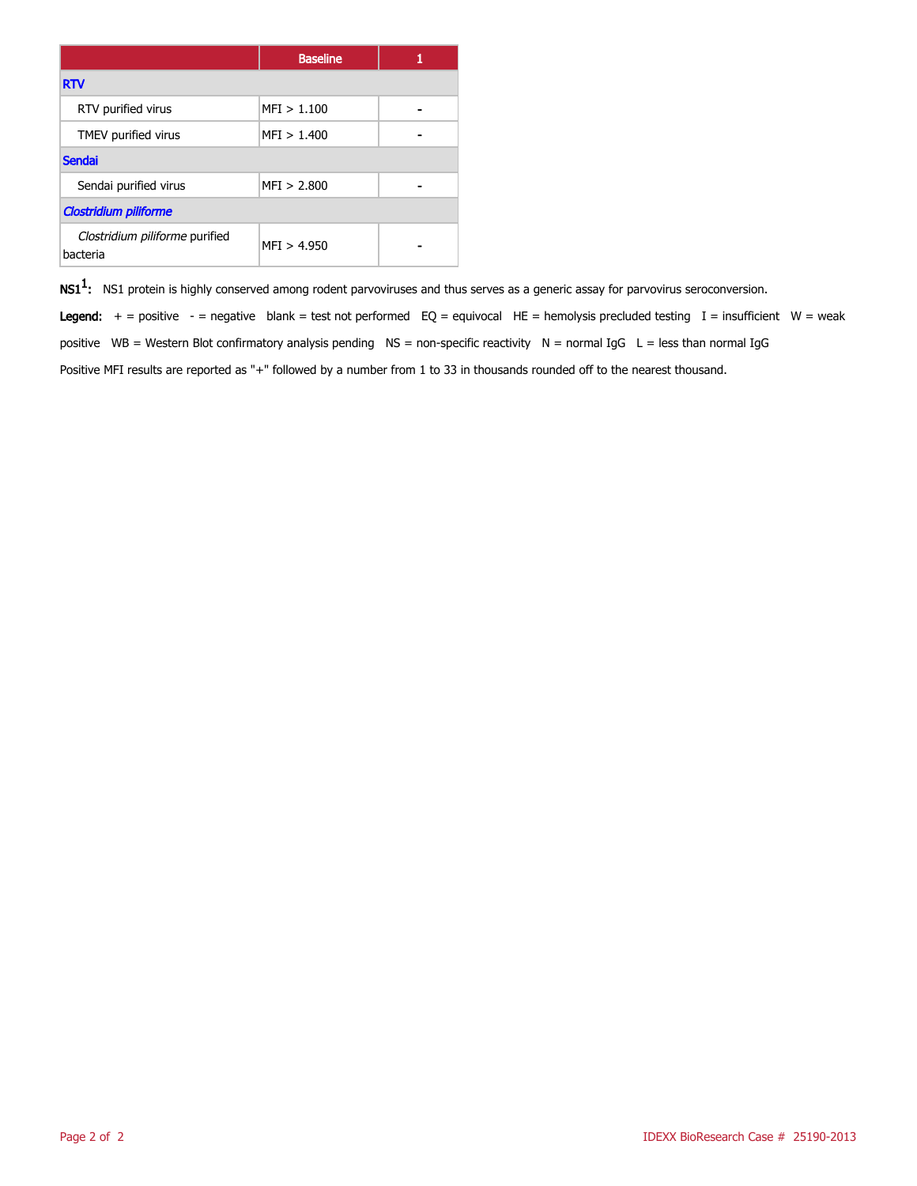| | Baseline | 1 |
|---|---|---|
| **RTV** | | |
| RTV purified virus | MFI > 1.100 | - |
| TMEV purified virus | MFI > 1.400 | - |
| **Sendai** | | |
| Sendai purified virus | MFI > 2.800 | - |
| ***Clostridium piliforme*** | | |
| *Clostridium piliforme* purified bacteria | MFI > 4.950 | - |

**NS1[1]:** NS1 protein is highly conserved among rodent parvoviruses and thus serves as a generic assay for parvovirus seroconversion.

**Legend:** + = positive - = negative blank = test not performed EQ = equivocal HE = hemolysis precluded testing I = insufficient W = weak positive WB = Western Blot confirmatory analysis pending NS = non-specific reactivity N = normal IgG L = less than normal IgG

Positive MFI results are reported as "+" followed by a number from 1 to 33 in thousands rounded off to the nearest thousand.

IDEXX BioResearch Case # 25190-2013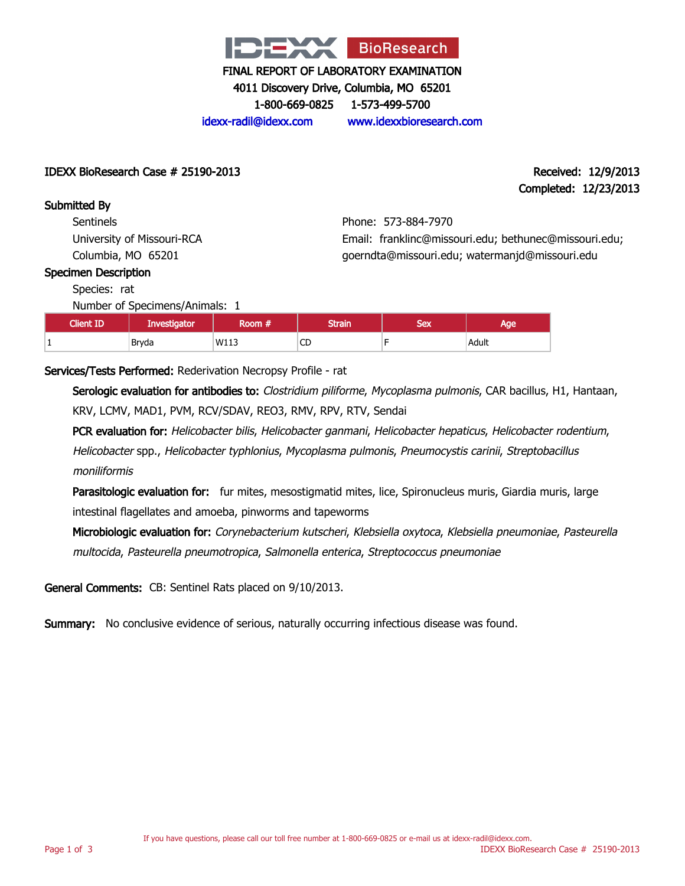IDEXX BioResearch

FINAL REPORT OF LABORATORY EXAMINATION

4011 Discovery Drive, Columbia, MO 65201

1-800-669-0825 1-573-499-5700

idexx-radil@idexx.com www.idexxbioresearch.com

IDEXX BioResearch Case # 25190-2013

Received: 12/9/2013

Completed: 12/23/2013

**Submitted By**

Sentinels
University of Missouri-RCA
Columbia, MO 65201

Phone: 573-884-7970
Email: franklinc@missouri.edu; bethunec@missouri.edu; goerndta@missouri.edu; watermanjd@missouri.edu

**Specimen Description**

Species: rat

Number of Specimens/Animals: 1

| Client ID | Investigator | Room # | Strain | Sex | Age |
|---|---|---|---|---|---|
| 1 | Bryda | W113 | CD | F | Adult |

**Services/Tests Performed:** Rederivation Necropsy Profile - rat

**Serologic evaluation for antibodies to:** *Clostridium piliforme*, *Mycoplasma pulmonis*, CAR bacillus, H1, Hantaan, KRV, LCMV, MAD1, PVM, RCV/SDAV, REO3, RMV, RPV, RTV, Sendai

**PCR evaluation for:** *Helicobacter bilis*, *Helicobacter ganmani*, *Helicobacter hepaticus*, *Helicobacter rodentium*, *Helicobacter* spp., *Helicobacter typhlonius*, *Mycoplasma pulmonis*, *Pneumocystis carinii*, *Streptobacillus moniliformis*

**Parasitologic evaluation for:** fur mites, mesostigmatid mites, lice, Spironucleus muris, Giardia muris, large intestinal flagellates and amoeba, pinworms and tapeworms

**Microbiologic evaluation for:** *Corynebacterium kutscheri*, *Klebsiella oxytoca*, *Klebsiella pneumoniae*, *Pasteurella multocida*, *Pasteurella pneumotropica*, *Salmonella enterica*, *Streptococcus pneumoniae*

**General Comments:** CB: Sentinel Rats placed on 9/10/2013.

**Summary:** No conclusive evidence of serious, naturally occurring infectious disease was found.

If you have questions, please call our toll free number at 1-800-669-0825 or e-mail us at idexx-radil@idexx.com.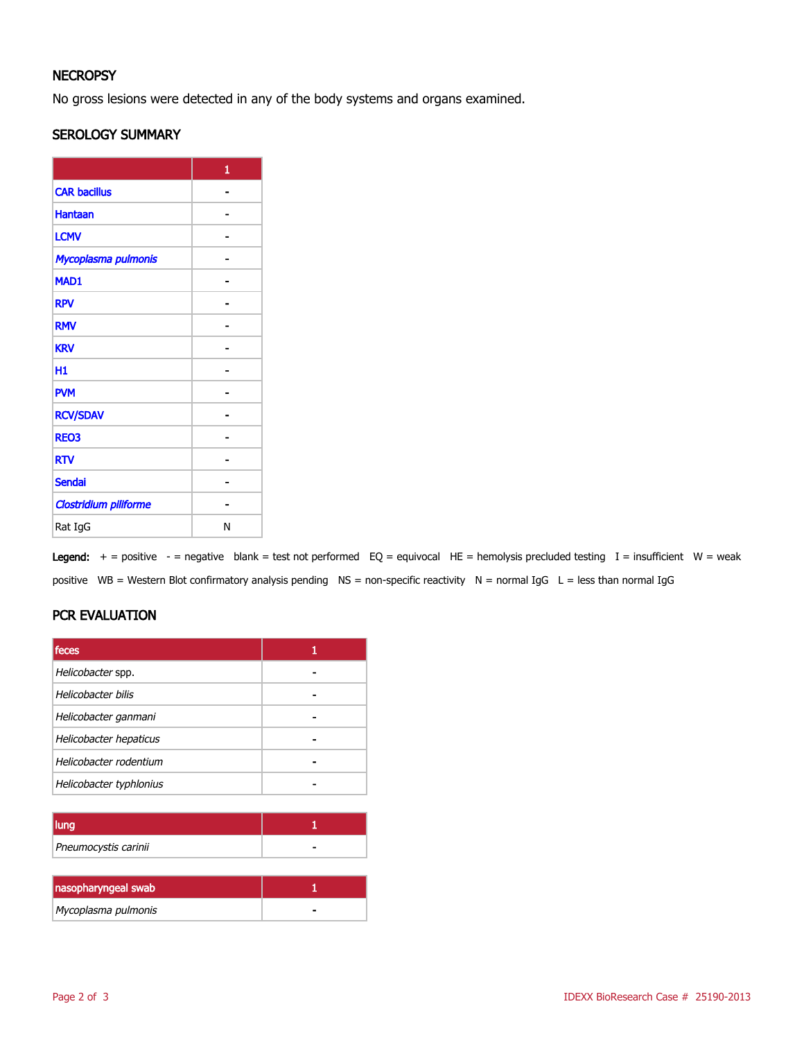## NECROPSY

No gross lesions were detected in any of the body systems and organs examined.

## SEROLOGY SUMMARY

| | 1 |
|---|---|
| CAR bacillus | - |
| Hantaan | - |
| LCMV | - |
| *Mycoplasma pulmonis* | - |
| MAD1 | - |
| RPV | - |
| RMV | - |
| KRV | - |
| H1 | - |
| PVM | - |
| RCV/SDAV | - |
| REO3 | - |
| RTV | - |
| Sendai | - |
| *Clostridium piliforme* | - |
| Rat IgG | N |

**Legend:** + = positive - = negative blank = test not performed EQ = equivocal HE = hemolysis precluded testing I = insufficient W = weak positive WB = Western Blot confirmatory analysis pending NS = non-specific reactivity N = normal IgG L = less than normal IgG

## PCR EVALUATION

| feces | 1 |
|---|---|
| *Helicobacter* spp. | - |
| *Helicobacter bilis* | - |
| *Helicobacter ganmani* | - |
| *Helicobacter hepaticus* | - |
| *Helicobacter rodentium* | - |
| *Helicobacter typhlonius* | - |

| lung | 1 |
|---|---|
| *Pneumocystis carinii* | - |

| nasopharyngeal swab | 1 |
|---|---|
| *Mycoplasma pulmonis* | - |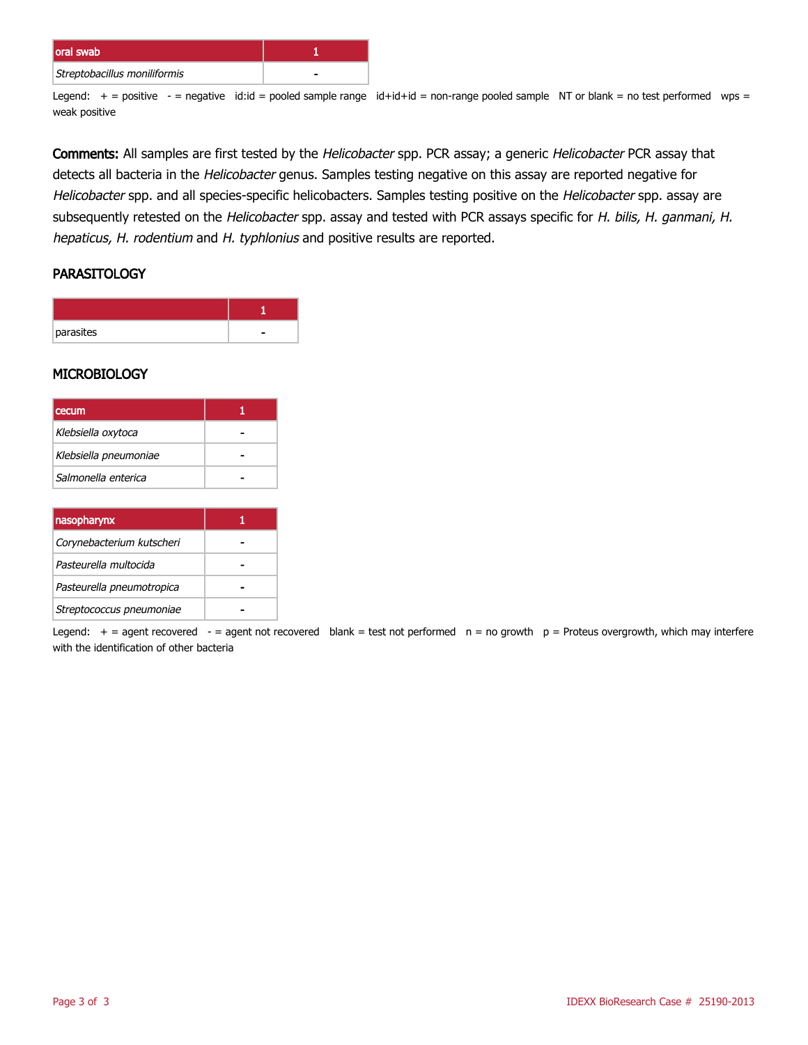| oral swab | 1 |
| --- | --- |
| *Streptobacillus moniliformis* | - |

Legend: + = positive - = negative id:id = pooled sample range id+id+id = non-range pooled sample NT or blank = no test performed wps = weak positive

**Comments:** All samples are first tested by the *Helicobacter* spp. PCR assay; a generic *Helicobacter* PCR assay that detects all bacteria in the *Helicobacter* genus. Samples testing negative on this assay are reported negative for *Helicobacter* spp. and all species-specific helicobacters. Samples testing positive on the *Helicobacter* spp. assay are subsequently retested on the *Helicobacter* spp. assay and tested with PCR assays specific for *H. bilis, H. ganmani, H. hepaticus, H. rodentium* and *H. typhlonius* and positive results are reported.

## PARASITOLOGY

| | 1 |
| --- | --- |
| parasites | - |

## MICROBIOLOGY

| cecum | 1 |
| --- | --- |
| *Klebsiella oxytoca* | - |
| *Klebsiella pneumoniae* | - |
| *Salmonella enterica* | - |

| nasopharynx | 1 |
| --- | --- |
| *Corynebacterium kutscheri* | - |
| *Pasteurella multocida* | - |
| *Pasteurella pneumotropica* | - |
| *Streptococcus pneumoniae* | - |

Legend: + = agent recovered - = agent not recovered blank = test not performed n = no growth p = Proteus overgrowth, which may interfere with the identification of other bacteria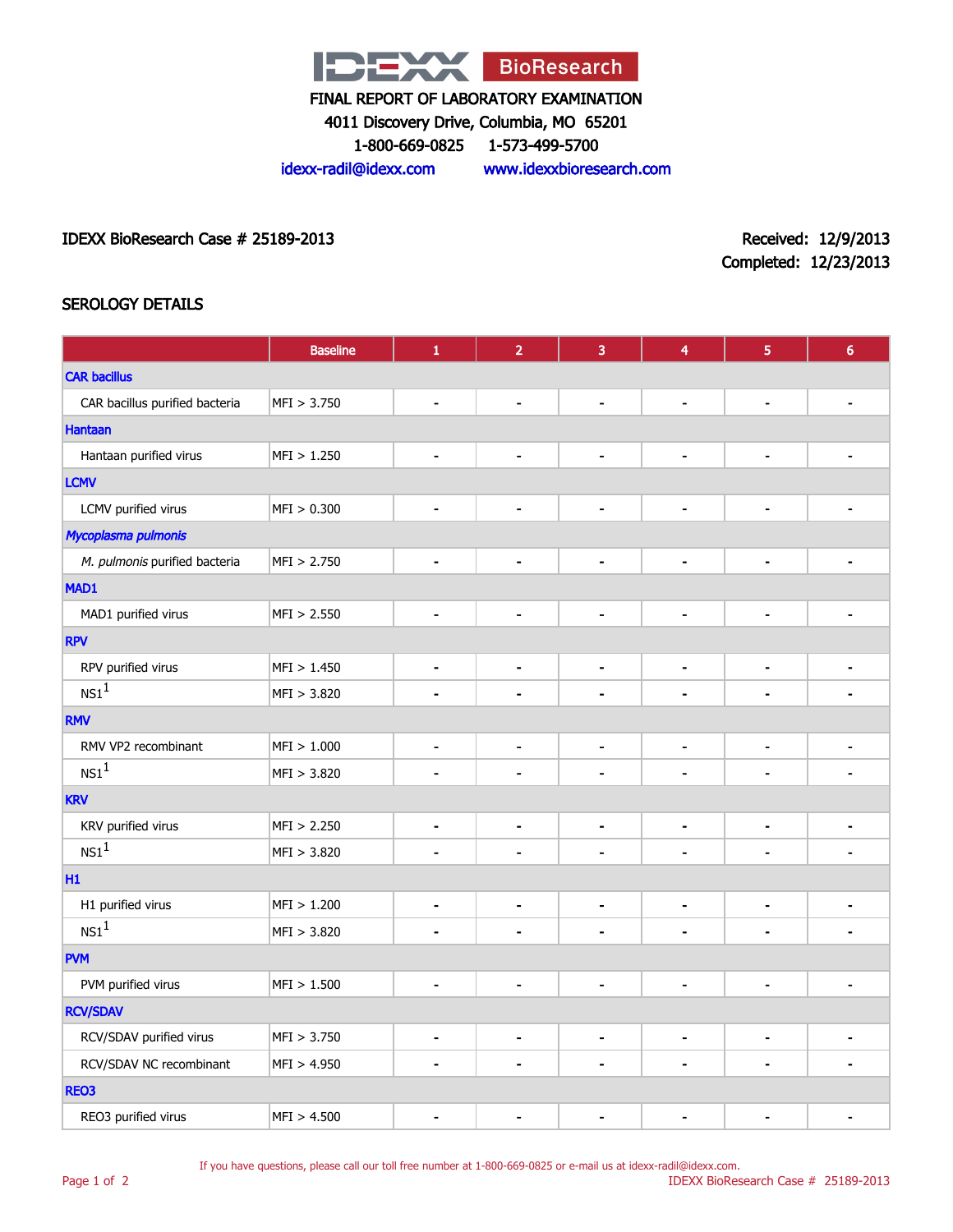IDEXX BioResearch

FINAL REPORT OF LABORATORY EXAMINATION
4011 Discovery Drive, Columbia, MO 65201
1-800-669-0825 1-573-499-5700
idexx-radil@idexx.com www.idexxbioresearch.com

IDEXX BioResearch Case # 25189-2013

Received: 12/9/2013
Completed: 12/23/2013

## SEROLOGY DETAILS

| | Baseline | 1 | 2 | 3 | 4 | 5 | 6 |
|---|---|---|---|---|---|---|---|
| **CAR bacillus** | | | | | | | |
| CAR bacillus purified bacteria | MFI > 3.750 | - | - | - | - | - | - |
| **Hantaan** | | | | | | | |
| Hantaan purified virus | MFI > 1.250 | - | - | - | - | - | - |
| **LCMV** | | | | | | | |
| LCMV purified virus | MFI > 0.300 | - | - | - | - | - | - |
| ***Mycoplasma pulmonis*** | | | | | | | |
| *M. pulmonis* purified bacteria | MFI > 2.750 | - | - | - | - | - | - |
| **MAD1** | | | | | | | |
| MAD1 purified virus | MFI > 2.550 | - | - | - | - | - | - |
| **RPV** | | | | | | | |
| RPV purified virus | MFI > 1.450 | - | - | - | - | - | - |
| NS1[1] | MFI > 3.820 | - | - | - | - | - | - |
| **RMV** | | | | | | | |
| RMV VP2 recombinant | MFI > 1.000 | - | - | - | - | - | - |
| NS1[1] | MFI > 3.820 | - | - | - | - | - | - |
| **KRV** | | | | | | | |
| KRV purified virus | MFI > 2.250 | - | - | - | - | - | - |
| NS1[1] | MFI > 3.820 | - | - | - | - | - | - |
| **H1** | | | | | | | |
| H1 purified virus | MFI > 1.200 | - | - | - | - | - | - |
| NS1[1] | MFI > 3.820 | - | - | - | - | - | - |
| **PVM** | | | | | | | |
| PVM purified virus | MFI > 1.500 | - | - | - | - | - | - |
| **RCV/SDAV** | | | | | | | |
| RCV/SDAV purified virus | MFI > 3.750 | - | - | - | - | - | - |
| RCV/SDAV NC recombinant | MFI > 4.950 | - | - | - | - | - | - |
| **REO3** | | | | | | | |
| REO3 purified virus | MFI > 4.500 | - | - | - | - | - | - |

If you have questions, please call our toll free number at 1-800-669-0825 or e-mail us at idexx-radil@idexx.com.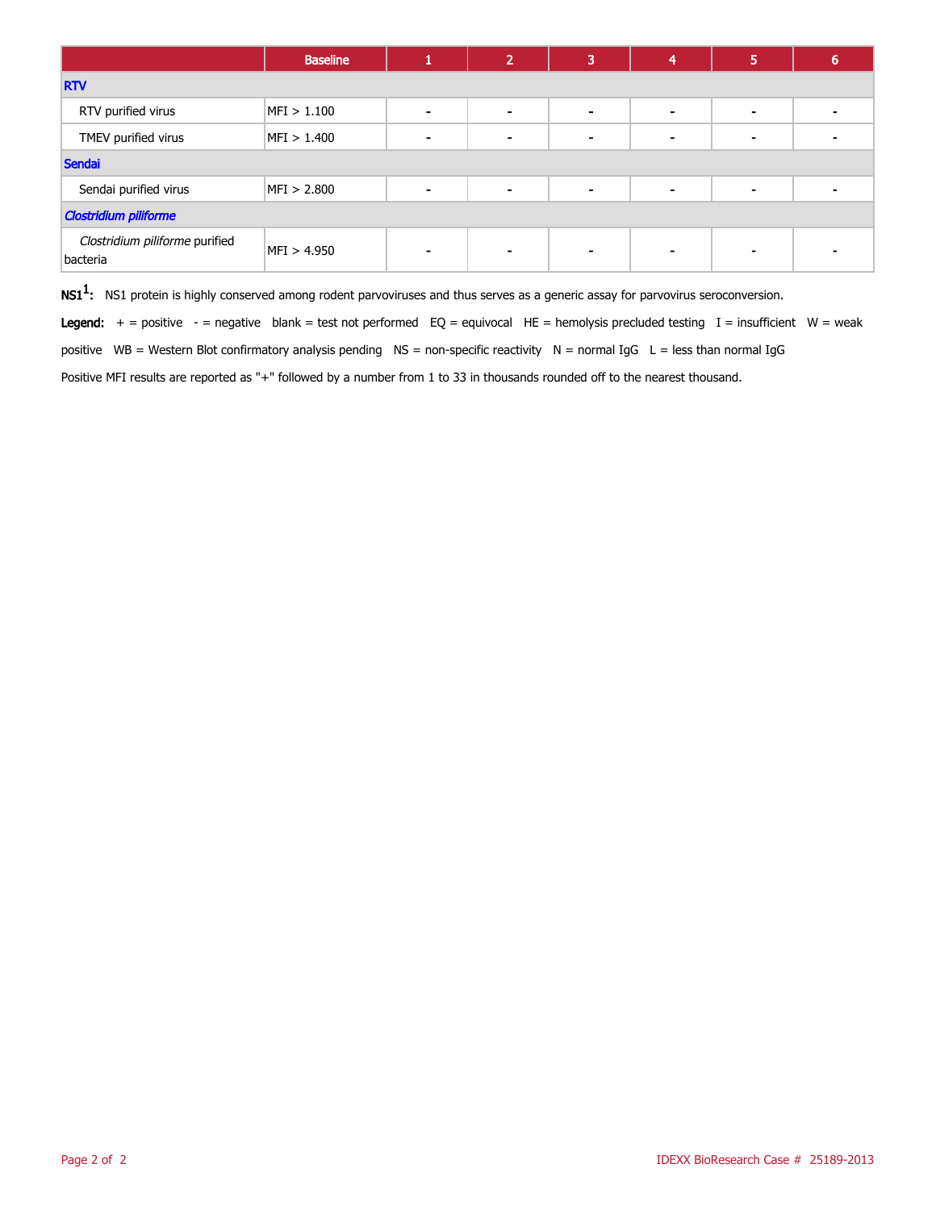| | Baseline | 1 | 2 | 3 | 4 | 5 | 6 |
|---|---|---|---|---|---|---|---|
| **RTV** | | | | | | | |
| RTV purified virus | MFI > 1.100 | - | - | - | - | - | - |
| TMEV purified virus | MFI > 1.400 | - | - | - | - | - | - |
| **Sendai** | | | | | | | |
| Sendai purified virus | MFI > 2.800 | - | - | - | - | - | - |
| ***Clostridium piliforme*** | | | | | | | |
| *Clostridium piliforme* purified bacteria | MFI > 4.950 | - | - | - | - | - | - |

**NS1[1]:** NS1 protein is highly conserved among rodent parvoviruses and thus serves as a generic assay for parvovirus seroconversion.

**Legend:** + = positive - = negative blank = test not performed EQ = equivocal HE = hemolysis precluded testing I = insufficient W = weak positive WB = Western Blot confirmatory analysis pending NS = non-specific reactivity N = normal IgG L = less than normal IgG

Positive MFI results are reported as "+" followed by a number from 1 to 33 in thousands rounded off to the nearest thousand.

IDEXX BioResearch Case # 25189-2013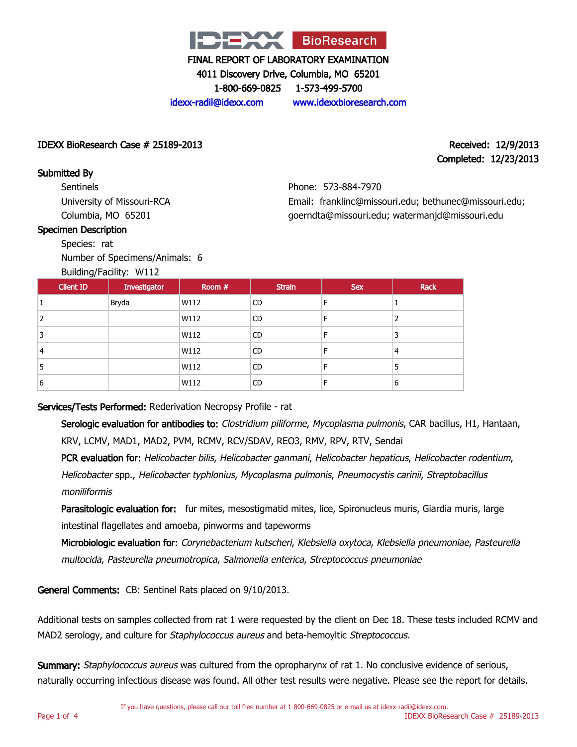IDEXX BioResearch

FINAL REPORT OF LABORATORY EXAMINATION

4011 Discovery Drive, Columbia, MO 65201

1-800-669-0825 1-573-499-5700

idexx-radil@idexx.com www.idexxbioresearch.com

**IDEXX BioResearch Case # 25189-2013**

**Received: 12/9/2013**
**Completed: 12/23/2013**

**Submitted By**

Sentinels
University of Missouri-RCA
Columbia, MO 65201

Phone: 573-884-7970
Email: franklinc@missouri.edu; bethunec@missouri.edu; goerndta@missouri.edu; watermanjd@missouri.edu

**Specimen Description**

Species: rat
Number of Specimens/Animals: 6
Building/Facility: W112

| Client ID | Investigator | Room # | Strain | Sex | Rack |
|---|---|---|---|---|---|
| 1 | Bryda | W112 | CD | F | 1 |
| 2 | | W112 | CD | F | 2 |
| 3 | | W112 | CD | F | 3 |
| 4 | | W112 | CD | F | 4 |
| 5 | | W112 | CD | F | 5 |
| 6 | | W112 | CD | F | 6 |

**Services/Tests Performed:** Rederivation Necropsy Profile - rat

**Serologic evaluation for antibodies to:** *Clostridium piliforme*, *Mycoplasma pulmonis*, CAR bacillus, H1, Hantaan, KRV, LCMV, MAD1, MAD2, PVM, RCMV, RCV/SDAV, REO3, RMV, RPV, RTV, Sendai

**PCR evaluation for:** *Helicobacter bilis*, *Helicobacter ganmani*, *Helicobacter hepaticus*, *Helicobacter rodentium*, *Helicobacter* spp., *Helicobacter typhlonius*, *Mycoplasma pulmonis*, *Pneumocystis carinii*, *Streptobacillus moniliformis*

**Parasitologic evaluation for:** fur mites, mesostigmatid mites, lice, Spironucleus muris, Giardia muris, large intestinal flagellates and amoeba, pinworms and tapeworms

**Microbiologic evaluation for:** *Corynebacterium kutscheri*, *Klebsiella oxytoca*, *Klebsiella pneumoniae*, *Pasteurella multocida*, *Pasteurella pneumotropica*, *Salmonella enterica*, *Streptococcus pneumoniae*

**General Comments:** CB: Sentinel Rats placed on 9/10/2013.

Additional tests on samples collected from rat 1 were requested by the client on Dec 18. These tests included RCMV and MAD2 serology, and culture for *Staphylococcus aureus* and beta-hemoyltic *Streptococcus*.

**Summary:** *Staphylococcus aureus* was cultured from the opropharynx of rat 1. No conclusive evidence of serious, naturally occurring infectious disease was found. All other test results were negative. Please see the report for details.

If you have questions, please call our toll free number at 1-800-669-0825 or e-mail us at idexx-radil@idexx.com.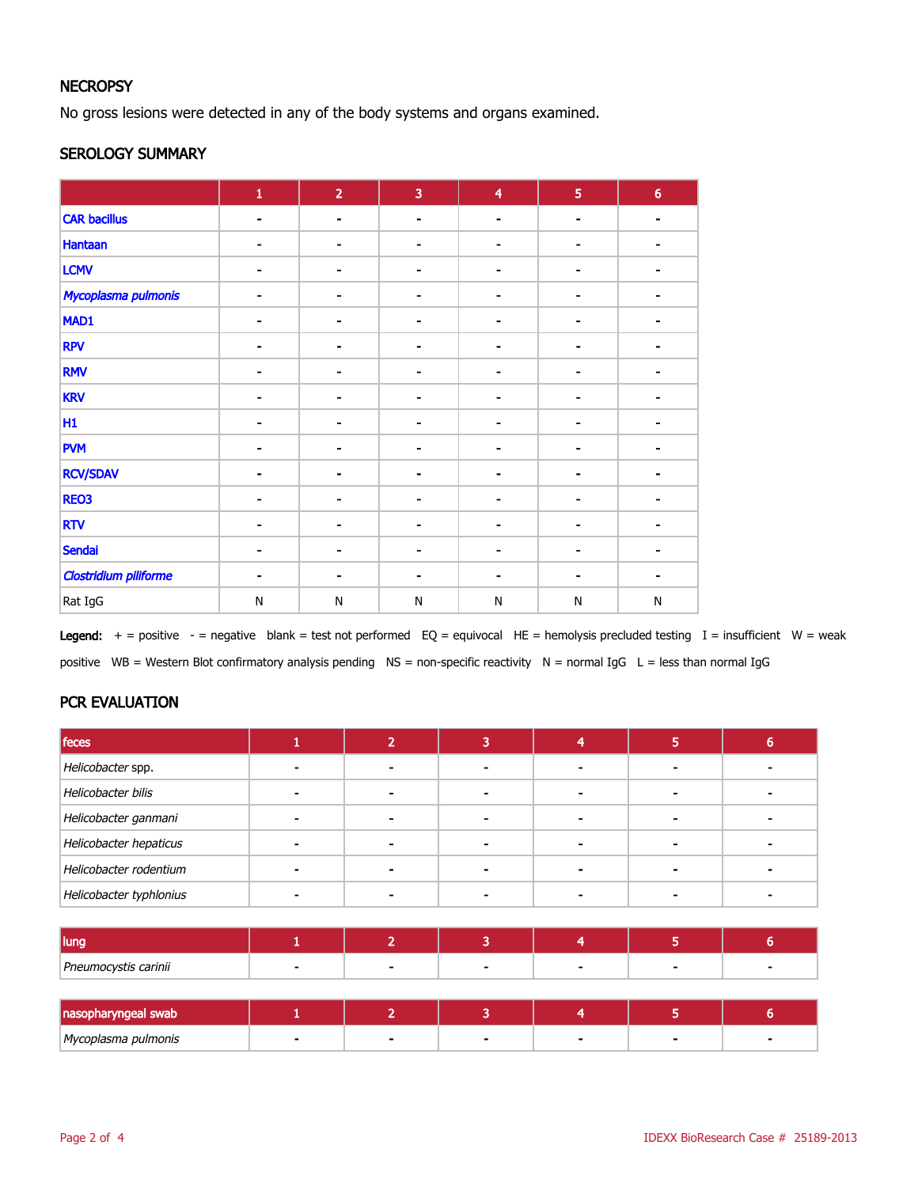## NECROPSY

No gross lesions were detected in any of the body systems and organs examined.

## SEROLOGY SUMMARY

| | 1 | 2 | 3 | 4 | 5 | 6 |
|---|---|---|---|---|---|---|
| CAR bacillus | - | - | - | - | - | - |
| Hantaan | - | - | - | - | - | - |
| LCMV | - | - | - | - | - | - |
| *Mycoplasma pulmonis* | - | - | - | - | - | - |
| MAD1 | - | - | - | - | - | - |
| RPV | - | - | - | - | - | - |
| RMV | - | - | - | - | - | - |
| KRV | - | - | - | - | - | - |
| H1 | - | - | - | - | - | - |
| PVM | - | - | - | - | - | - |
| RCV/SDAV | - | - | - | - | - | - |
| REO3 | - | - | - | - | - | - |
| RTV | - | - | - | - | - | - |
| Sendai | - | - | - | - | - | - |
| *Clostridium piliforme* | - | - | - | - | - | - |
| Rat IgG | N | N | N | N | N | N |

**Legend:** + = positive - = negative blank = test not performed EQ = equivocal HE = hemolysis precluded testing I = insufficient W = weak positive WB = Western Blot confirmatory analysis pending NS = non-specific reactivity N = normal IgG L = less than normal IgG

## PCR EVALUATION

| feces | 1 | 2 | 3 | 4 | 5 | 6 |
|---|---|---|---|---|---|---|
| *Helicobacter* spp. | - | - | - | - | - | - |
| *Helicobacter bilis* | - | - | - | - | - | - |
| *Helicobacter ganmani* | - | - | - | - | - | - |
| *Helicobacter hepaticus* | - | - | - | - | - | - |
| *Helicobacter rodentium* | - | - | - | - | - | - |
| *Helicobacter typhlonius* | - | - | - | - | - | - |

| lung | 1 | 2 | 3 | 4 | 5 | 6 |
|---|---|---|---|---|---|---|
| *Pneumocystis carinii* | - | - | - | - | - | - |

| nasopharyngeal swab | 1 | 2 | 3 | 4 | 5 | 6 |
|---|---|---|---|---|---|---|
| *Mycoplasma pulmonis* | - | - | - | - | - | - |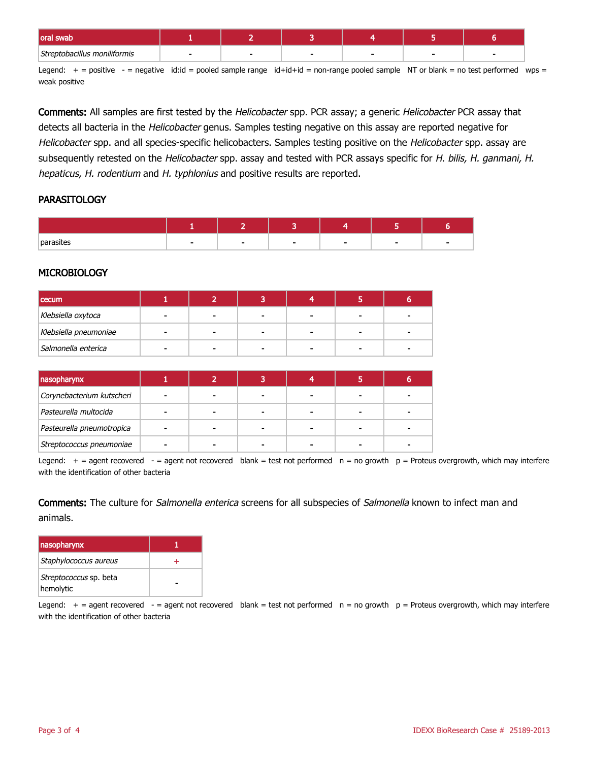| oral swab | 1 | 2 | 3 | 4 | 5 | 6 |
|---|---|---|---|---|---|---|
| *Streptobacillus moniliformis* | - | - | - | - | - | - |

Legend: + = positive - = negative id:id = pooled sample range id+id+id = non-range pooled sample NT or blank = no test performed wps = weak positive

**Comments:** All samples are first tested by the *Helicobacter* spp. PCR assay; a generic *Helicobacter* PCR assay that detects all bacteria in the *Helicobacter* genus. Samples testing negative on this assay are reported negative for *Helicobacter* spp. and all species-specific helicobacters. Samples testing positive on the *Helicobacter* spp. assay are subsequently retested on the *Helicobacter* spp. assay and tested with PCR assays specific for *H. bilis, H. ganmani, H. hepaticus, H. rodentium* and *H. typhlonius* and positive results are reported.

## PARASITOLOGY

| | 1 | 2 | 3 | 4 | 5 | 6 |
|---|---|---|---|---|---|---|
| parasites | - | - | - | - | - | - |

## MICROBIOLOGY

| cecum | 1 | 2 | 3 | 4 | 5 | 6 |
|---|---|---|---|---|---|---|
| *Klebsiella oxytoca* | - | - | - | - | - | - |
| *Klebsiella pneumoniae* | - | - | - | - | - | - |
| *Salmonella enterica* | - | - | - | - | - | - |

| nasopharynx | 1 | 2 | 3 | 4 | 5 | 6 |
|---|---|---|---|---|---|---|
| *Corynebacterium kutscheri* | - | - | - | - | - | - |
| *Pasteurella multocida* | - | - | - | - | - | - |
| *Pasteurella pneumotropica* | - | - | - | - | - | - |
| *Streptococcus pneumoniae* | - | - | - | - | - | - |

Legend: + = agent recovered - = agent not recovered blank = test not performed n = no growth p = Proteus overgrowth, which may interfere with the identification of other bacteria

**Comments:** The culture for *Salmonella enterica* screens for all subspecies of *Salmonella* known to infect man and animals.

| nasopharynx | 1 |
|---|---|
| *Staphylococcus aureus* | + |
| *Streptococcus* sp. beta hemolytic | - |

Legend: + = agent recovered - = agent not recovered blank = test not performed n = no growth p = Proteus overgrowth, which may interfere with the identification of other bacteria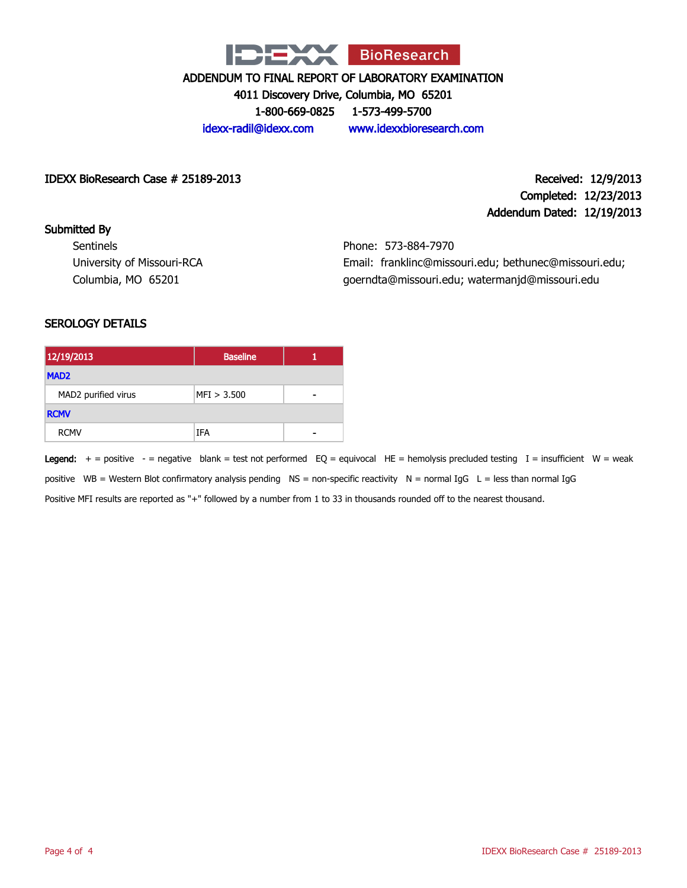# ADDENDUM TO FINAL REPORT OF LABORATORY EXAMINATION

4011 Discovery Drive, Columbia, MO 65201
1-800-669-0825  1-573-499-5700
idexx-radil@idexx.com  www.idexxbioresearch.com

**IDEXX BioResearch Case # 25189-2013**

Received: 12/9/2013
Completed: 12/23/2013
Addendum Dated: 12/19/2013

**Submitted By**

Sentinels
University of Missouri-RCA
Columbia, MO 65201

Phone: 573-884-7970
Email: franklinc@missouri.edu; bethunec@missouri.edu; goerndta@missouri.edu; watermanjd@missouri.edu

## SEROLOGY DETAILS

| 12/19/2013 | Baseline | 1 |
|---|---|---|
| **MAD2** | | |
| MAD2 purified virus | MFI > 3.500 | - |
| **RCMV** | | |
| RCMV | IFA | - |

**Legend:** + = positive - = negative blank = test not performed EQ = equivocal HE = hemolysis precluded testing I = insufficient W = weak positive WB = Western Blot confirmatory analysis pending NS = non-specific reactivity N = normal IgG L = less than normal IgG

Positive MFI results are reported as "+" followed by a number from 1 to 33 in thousands rounded off to the nearest thousand.